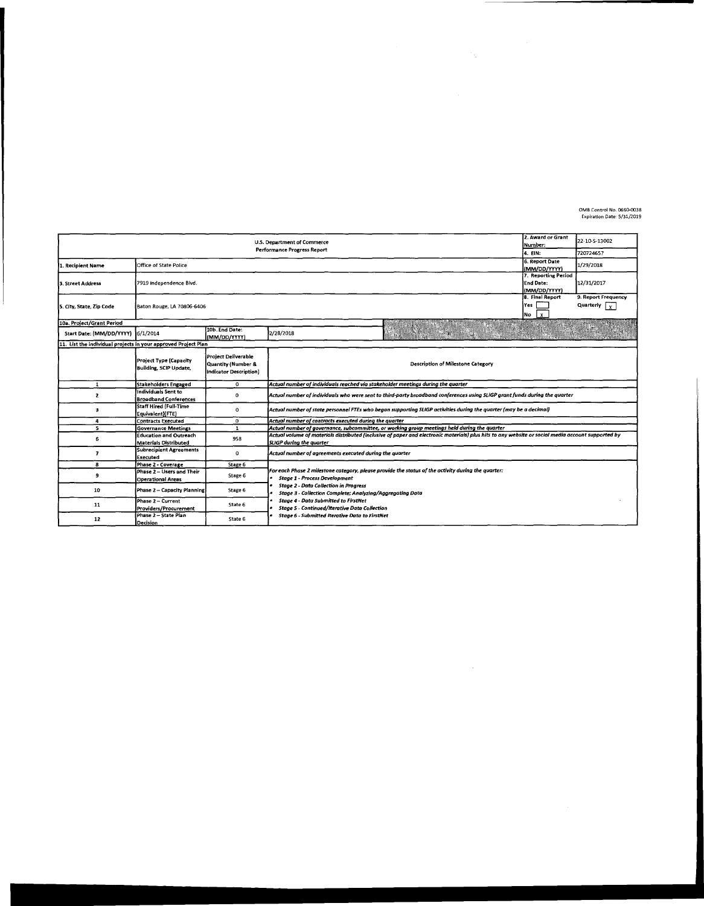OMB Control No. 0660-0038
Expiration Date: 5/31/2019

| U.S. Department of Commerce Performance Progress Report | | | | 2. Award or Grant Number: | 22-10-S-13002 |
|---|---|---|---|---|---|
| | | | | 4. EIN: | 720724657 |
| 1. Recipient Name | Office of State Police | | | 6. Report Date (MM/DD/YYYY) | 1/29/2018 |
| 3. Street Address | 7919 Independence Blvd. | | | 7. Reporting Period End Date: (MM/DD/YYYY) | 12/31/2017 |
| 5. City, State, Zip Code | Baton Rouge, LA 70806-6406 | | | 8. Final Report Yes [ ] No [x] | 9. Report Frequency Quarterly [x] |
| 10a. Project/Grant Period | | | | | |
| Start Date: (MM/DD/YYYY) | 6/1/2014 | 10b. End Date: (MM/DD/YYYY) | 2/28/2018 | | |

11. List the individual projects in your approved Project Plan

| | Project Type (Capacity Building, SCIP Update, | Project Deliverable Quantity (Number & Indicator Description) | Description of Milestone Category |
|---|---|---|---|
| 1 | Stakeholders Engaged | 0 | *Actual number of individuals reached via stakeholder meetings during the quarter* |
| 2 | Individuals Sent to Broadband Conferences | 0 | *Actual number of individuals who were sent to third-party broadband conferences using SLIGP grant funds during the quarter* |
| 3 | Staff Hired (Full-Time Equivalent)(FTE) | 0 | *Actual number of state personnel FTEs who began supporting SLIGP activities during the quarter (may be a decimal)* |
| 4 | Contracts Executed | 0 | *Actual number of contracts executed during the quarter* |
| 5 | Governance Meetings | 1 | *Actual number of governance, subcommittee, or working group meetings held during the quarter* |
| 6 | Education and Outreach Materials Distributed | 958 | *Actual volume of materials distributed (inclusive of paper and electronic materials) plus hits to any website or social media account supported by SLIGP during the quarter* |
| 7 | Subrecipient Agreements Executed | 0 | *Actual number of agreements executed during the quarter* |
| 8 | Phase 2 - Coverage | Stage 6 | *For each Phase 2 milestone category, please provide the status of the activity during the quarter:* • ***Stage 1 - Process Development*** • ***Stage 2 - Data Collection in Progress*** • ***Stage 3 - Collection Complete; Analyzing/Aggregating Data*** • ***Stage 4 - Data Submitted to FirstNet*** • ***Stage 5 - Continued/Iterative Data Collection*** • ***Stage 6 - Submitted Iterative Data to FirstNet*** |
| 9 | Phase 2 – Users and Their Operational Areas | Stage 6 | |
| 10 | Phase 2 – Capacity Planning | Stage 6 | |
| 11 | Phase 2 – Current Providers/Procurement | State 6 | |
| 12 | Phase 2 – State Plan Decision | State 6 | |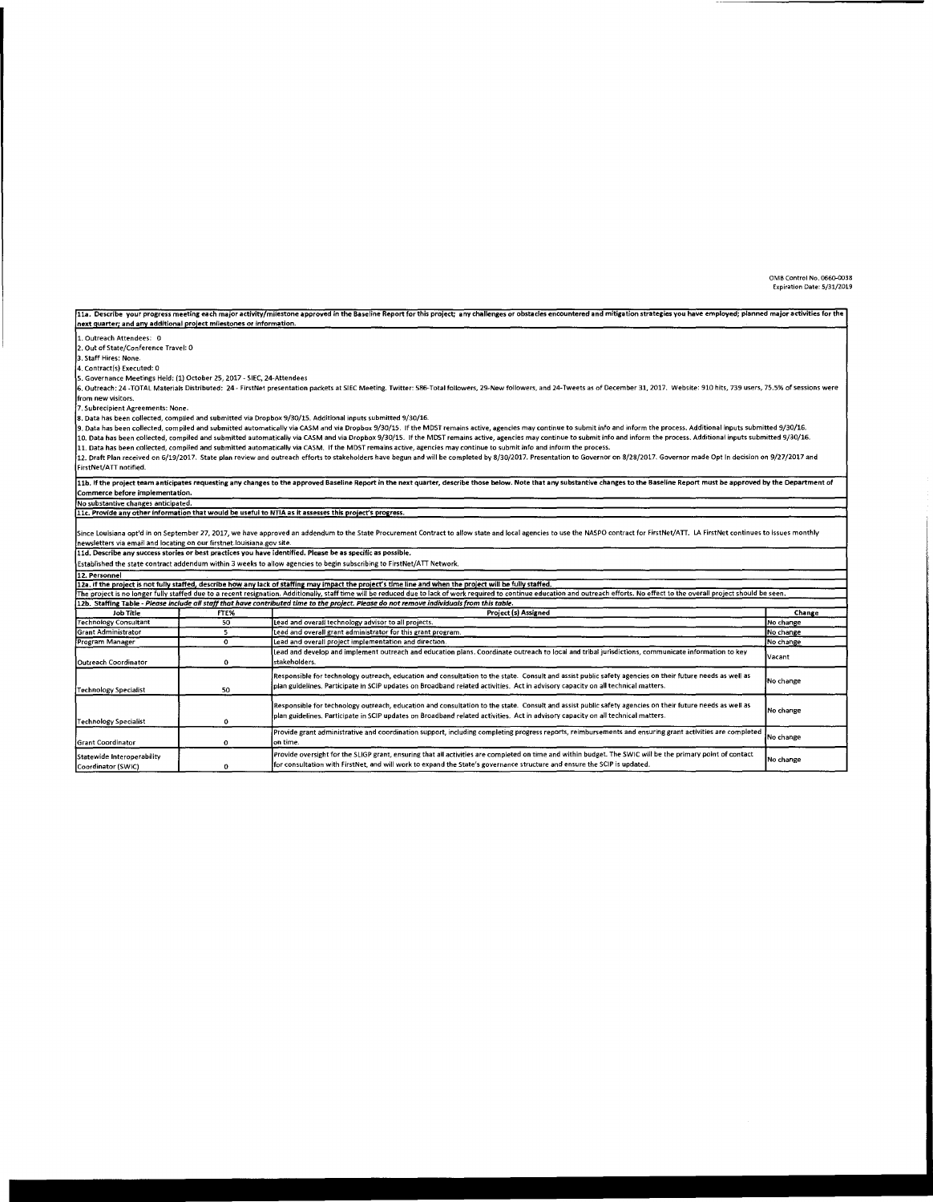OMB Control No. 0660-0038
Expiration Date: 5/31/2019

**11a. Describe your progress meeting each major activity/milestone approved in the Baseline Report for this project; any challenges or obstacles encountered and mitigation strategies you have employed; planned major activities for the next quarter; and any additional project milestones or information.**

1. Outreach Attendees: 0
2. Out of State/Conference Travel: 0
3. Staff Hires: None.
4. Contract(s) Executed: 0
5. Governance Meetings Held: (1) October 25, 2017 - SIEC, 24-Attendees
6. Outreach: 24 -TOTAL Materials Distributed: 24 - FirstNet presentation packets at SIEC Meeting. Twitter: 586-Total followers, 29-New followers, and 24-Tweets as of December 31, 2017. Website: 910 hits, 739 users, 75.5% of sessions were from new visitors.
7. Subrecipient Agreements: None.
8. Data has been collected, compiled and submitted via Dropbox 9/30/15. Additional inputs submitted 9/30/16.
9. Data has been collected, compiled and submitted automatically via CASM and via Dropbox 9/30/15. If the MDST remains active, agencies may continue to submit info and inform the process. Additional inputs submitted 9/30/16.
10. Data has been collected, compiled and submitted automatically via CASM and via Dropbox 9/30/15. If the MDST remains active, agencies may continue to submit info and inform the process. Additional inputs submitted 9/30/16.
11. Data has been collected, compiled and submitted automatically via CASM. If the MDST remains active, agencies may continue to submit info and inform the process.
12. Draft Plan received on 6/19/2017. State plan review and outreach efforts to stakeholders have begun and will be completed by 8/30/2017. Presentation to Governor on 8/28/2017. Governor made Opt In decision on 9/27/2017 and FirstNet/ATT notified.

**11b. If the project team anticipates requesting any changes to the approved Baseline Report in the next quarter, describe those below. Note that any substantive changes to the Baseline Report must be approved by the Department of Commerce before implementation.**

No substantive changes anticipated.

**11c. Provide any other information that would be useful to NTIA as it assesses this project's progress.**

Since Louisiana opt'd in on September 27, 2017, we have approved an addendum to the State Procurement Contract to allow state and local agencies to use the NASPO contract for FirstNet/ATT. LA FirstNet continues to issues monthly newsletters via email and locating on our firstnet.louisiana.gov site.

**11d. Describe any success stories or best practices you have identified. Please be as specific as possible.**

Established the state contract addendum within 3 weeks to allow agencies to begin subscribing to FirstNet/ATT Network.

**12. Personnel**

**12a. If the project is not fully staffed, describe how any lack of staffing may impact the project's time line and when the project will be fully staffed.**

The project is no longer fully staffed due to a recent resignation. Additionally, staff time will be reduced due to lack of work required to continue education and outreach efforts. No effect to the overall project should be seen.

**12b. Staffing Table** - *Please include all staff that have contributed time to the project. Please do not remove individuals from this table.*

| Job Title | FTE% | Project (s) Assigned | Change |
|---|---|---|---|
| Technology Consultant | 50 | Lead and overall technology advisor to all projects. | No change |
| Grant Administrator | 5 | Lead and overall grant administrator for this grant program. | No change |
| Program Manager | 0 | Lead and overall project implementation and direction. | No change |
| Outreach Coordinator | 0 | Lead and develop and implement outreach and education plans. Coordinate outreach to local and tribal jurisdictions, communicate information to key stakeholders. | Vacant |
| Technology Specialist | 50 | Responsible for technology outreach, education and consultation to the state. Consult and assist public safety agencies on their future needs as well as plan guidelines. Participate in SCIP updates on Broadband related activities. Act in advisory capacity on all technical matters. | No change |
| Technology Specialist | 0 | Responsible for technology outreach, education and consultation to the state. Consult and assist public safety agencies on their future needs as well as plan guidelines. Participate in SCIP updates on Broadband related activities. Act in advisory capacity on all technical matters. | No change |
| Grant Coordinator | 0 | Provide grant administrative and coordination support, including completing progress reports, reimbursements and ensuring grant activities are completed on time. | No change |
| Statewide Interoperability Coordinator (SWIC) | 0 | Provide oversight for the SLIGP grant, ensuring that all activities are completed on time and within budget. The SWIC will be the primary point of contact for consultation with FirstNet, and will work to expand the State's governance structure and ensure the SCIP is updated. | No change |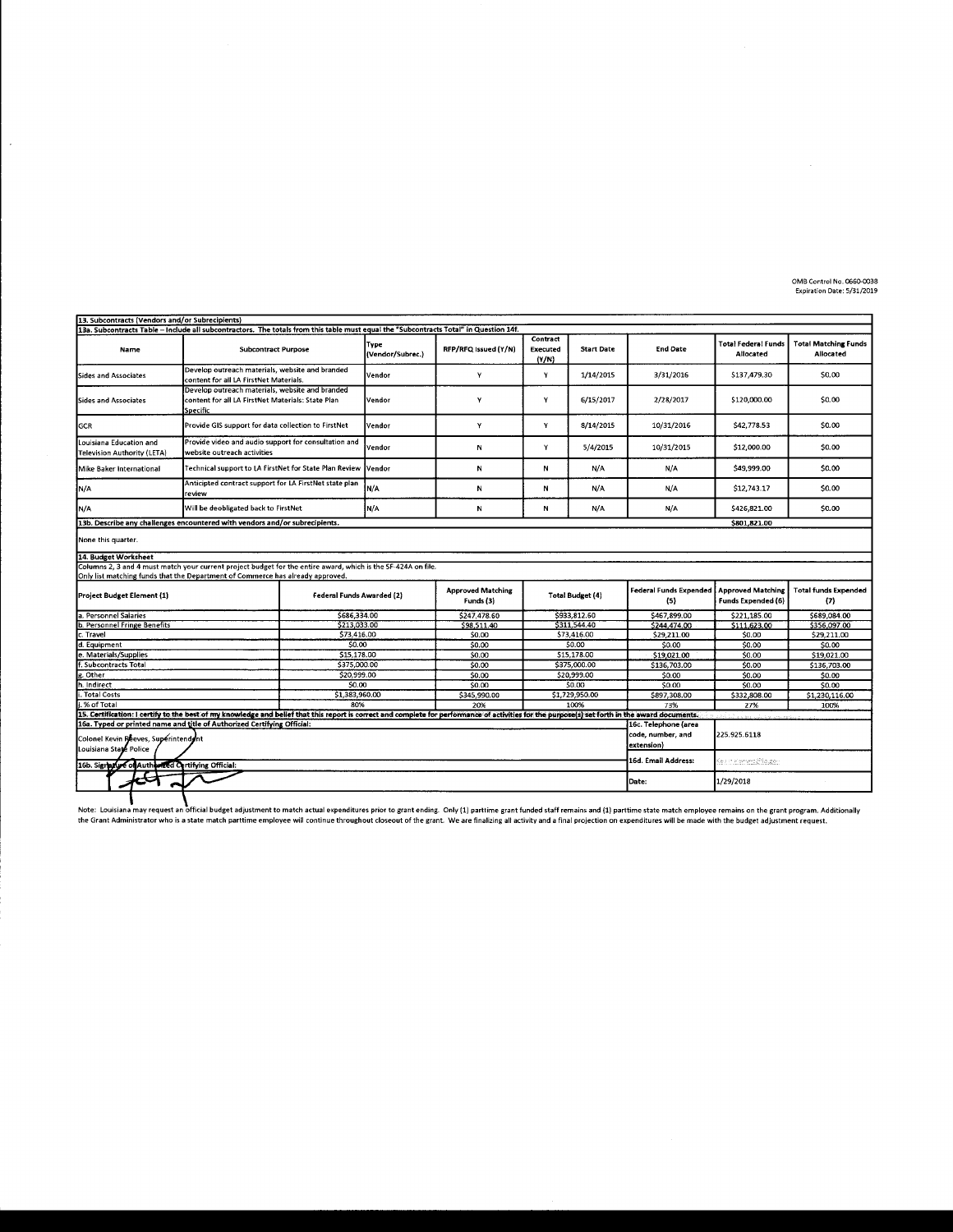OMB Control No. 0660-0038
Expiration Date: 5/31/2019

## 13. Subcontracts (Vendors and/or Subrecipients)

13a. Subcontracts Table – Include all subcontractors. The totals from this table must equal the "Subcontracts Total" in Question 14f.

| Name | Subcontract Purpose | Type (Vendor/Subrec.) | RFP/RFQ Issued (Y/N) | Contract Executed (Y/N) | Start Date | End Date | Total Federal Funds Allocated | Total Matching Funds Allocated |
|---|---|---|---|---|---|---|---|---|
| Sides and Associates | Develop outreach materials, website and branded content for all LA FirstNet Materials. | Vendor | Y | Y | 1/14/2015 | 3/31/2016 | $137,479.30 | $0.00 |
| Sides and Associates | Develop outreach materials, website and branded content for all LA FirstNet Materials: State Plan Specific | Vendor | Y | Y | 6/15/2017 | 2/28/2017 | $120,000.00 | $0.00 |
| GCR | Provide GIS support for data collection to FirstNet | Vendor | Y | Y | 8/14/2015 | 10/31/2016 | $42,778.53 | $0.00 |
| Louisiana Education and Television Authority (LETA) | Provide video and audio support for consultation and website outreach activities | Vendor | N | Y | 5/4/2015 | 10/31/2015 | $12,000.00 | $0.00 |
| Mike Baker International | Technical support to LA FirstNet for State Plan Review | Vendor | N | N | N/A | N/A | $49,999.00 | $0.00 |
| N/A | Anticipated contract support for LA FirstNet state plan review | N/A | N | N | N/A | N/A | $12,743.17 | $0.00 |
| N/A | Will be deobligated back to FirstNet | N/A | N | N | N/A | N/A | $426,821.00 | $0.00 |
| 13b. Describe any challenges encountered with vendors and/or subrecipients. | | | | | | | $801,821.00 | |

None this quarter.

## 14. Budget Worksheet

Columns 2, 3 and 4 must match your current project budget for the entire award, which is the SF-424A on file.
Only list matching funds that the Department of Commerce has already approved.

| Project Budget Element (1) | Federal Funds Awarded (2) | Approved Matching Funds (3) | Total Budget (4) | Federal Funds Expended (5) | Approved Matching Funds Expended (6) | Total funds Expended (7) |
|---|---|---|---|---|---|---|
| a. Personnel Salaries | $686,334.00 | $247,478.60 | $933,812.60 | $467,899.00 | $221,185.00 | $689,084.00 |
| b. Personnel Fringe Benefits | $213,033.00 | $98,511.40 | $311,544.40 | $244,474.00 | $111,623.00 | $356,097.00 |
| c. Travel | $73,416.00 | $0.00 | $73,416.00 | $29,211.00 | $0.00 | $29,211.00 |
| d. Equipment | $0.00 | $0.00 | $0.00 | $0.00 | $0.00 | $0.00 |
| e. Materials/Supplies | $15,178.00 | $0.00 | $15,178.00 | $19,021.00 | $0.00 | $19,021.00 |
| f. Subcontracts Total | $375,000.00 | $0.00 | $375,000.00 | $136,703.00 | $0.00 | $136,703.00 |
| g. Other | $20,999.00 | $0.00 | $20,999.00 | $0.00 | $0.00 | $0.00 |
| h. Indirect | $0.00 | $0.00 | $0.00 | $0.00 | $0.00 | $0.00 |
| i. Total Costs | $1,383,960.00 | $345,990.00 | $1,729,950.00 | $897,308.00 | $332,808.00 | $1,230,116.00 |
| j. % of Total | 80% | 20% | 100% | 73% | 27% | 100% |

15. Certification: I certify to the best of my knowledge and belief that this report is correct and complete for performance of activities for the purpose(s) set forth in the award documents.

| | | | |
|---|---|---|---|
| 16a. Typed or printed name and title of Authorized Certifying Official: Colonel Kevin Reeves, Superintendent Louisiana State Police | | 16c. Telephone (area code, number, and extension) | 225.925.6118 |
| 16b. Signature of Authorized Certifying Official: | | 16d. Email Address: | |
| | | Date: | 1/29/2018 |

Note: Louisiana may request an official budget adjustment to match actual expenditures prior to grant ending. Only (1) parttime grant funded staff remains and (1) parttime state match employee remains on the grant program. Additionally the Grant Administrator who is a state match parttime employee will continue throughout closeout of the grant. We are finalizing all activity and a final projection on expenditures will be made with the budget adjustment request.